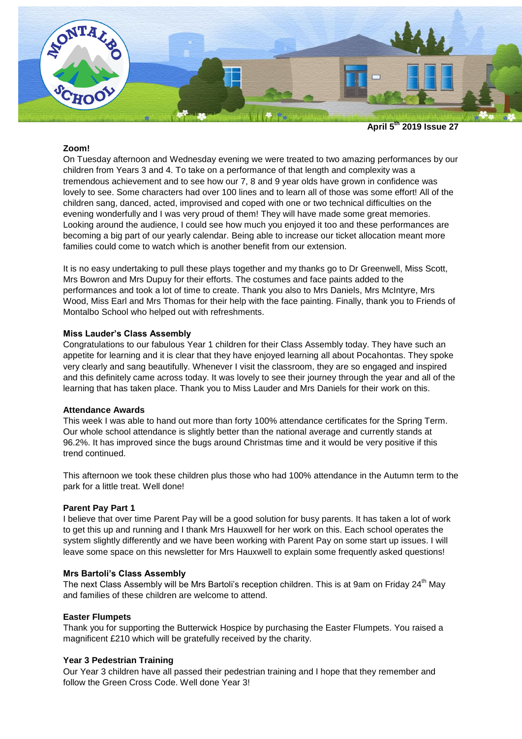April 5th 2019 Issue 27

**Zoom!**

On Tuesday afternoon and Wednesday evening we were treated to two amazing performances by our children from Years 3 and 4. To take on a performance of that length and complexity was a tremendous achievement and to see how our 7, 8 and 9 year olds have grown in confidence was lovely to see. Some characters had over 100 lines and to learn all of those was some effort! All of the children sang, danced, acted, improvised and coped with one or two technical difficulties on the evening wonderfully and I was very proud of them! They will have made some great memories. Looking around the audience, I could see how much you enjoyed it too and these performances are becoming a big part of our yearly calendar. Being able to increase our ticket allocation meant more families could come to watch which is another benefit from our extension.

It is no easy undertaking to pull these plays together and my thanks go to Dr Greenwell, Miss Scott, Mrs Bowron and Mrs Dupuy for their efforts. The costumes and face paints added to the performances and took a lot of time to create. Thank you also to Mrs Daniels, Mrs McIntyre, Mrs Wood, Miss Earl and Mrs Thomas for their help with the face painting. Finally, thank you to Friends of Montalbo School who helped out with refreshments.

**Miss Lauder's Class Assembly**

Congratulations to our fabulous Year 1 children for their Class Assembly today. They have such an appetite for learning and it is clear that they have enjoyed learning all about Pocahontas. They spoke very clearly and sang beautifully. Whenever I visit the classroom, they are so engaged and inspired and this definitely came across today. It was lovely to see their journey through the year and all of the learning that has taken place. Thank you to Miss Lauder and Mrs Daniels for their work on this.

**Attendance Awards**

This week I was able to hand out more than forty 100% attendance certificates for the Spring Term. Our whole school attendance is slightly better than the national average and currently stands at 96.2%. It has improved since the bugs around Christmas time and it would be very positive if this trend continued.

This afternoon we took these children plus those who had 100% attendance in the Autumn term to the park for a little treat. Well done!

**Parent Pay Part 1**

I believe that over time Parent Pay will be a good solution for busy parents. It has taken a lot of work to get this up and running and I thank Mrs Hauxwell for her work on this. Each school operates the system slightly differently and we have been working with Parent Pay on some start up issues. I will leave some space on this newsletter for Mrs Hauxwell to explain some frequently asked questions!

**Mrs Bartoli's Class Assembly**

The next Class Assembly will be Mrs Bartoli's reception children. This is at 9am on Friday 24th May and families of these children are welcome to attend.

**Easter Flumpets**

Thank you for supporting the Butterwick Hospice by purchasing the Easter Flumpets. You raised a magnificent £210 which will be gratefully received by the charity.

**Year 3 Pedestrian Training**

Our Year 3 children have all passed their pedestrian training and I hope that they remember and follow the Green Cross Code. Well done Year 3!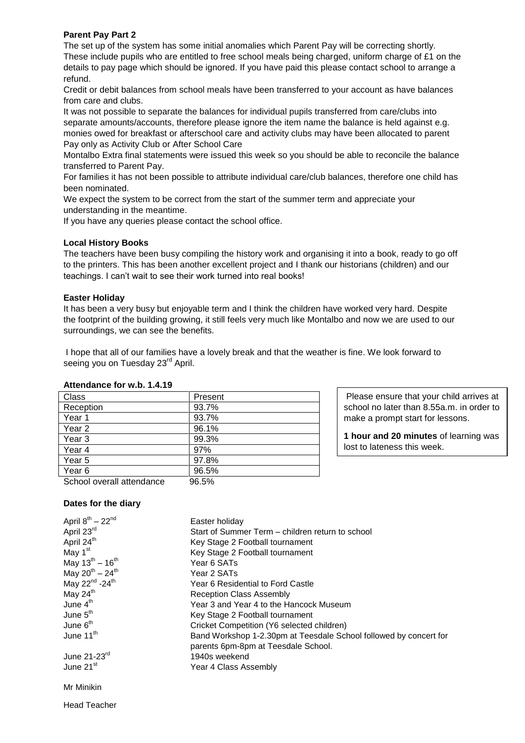**Parent Pay Part 2**

The set up of the system has some initial anomalies which Parent Pay will be correcting shortly. These include pupils who are entitled to free school meals being charged, uniform charge of £1 on the details to pay page which should be ignored. If you have paid this please contact school to arrange a refund.

Credit or debit balances from school meals have been transferred to your account as have balances from care and clubs.

It was not possible to separate the balances for individual pupils transferred from care/clubs into separate amounts/accounts, therefore please ignore the item name the balance is held against e.g. monies owed for breakfast or afterschool care and activity clubs may have been allocated to parent Pay only as Activity Club or After School Care

Montalbo Extra final statements were issued this week so you should be able to reconcile the balance transferred to Parent Pay.

For families it has not been possible to attribute individual care/club balances, therefore one child has been nominated.

We expect the system to be correct from the start of the summer term and appreciate your understanding in the meantime.

If you have any queries please contact the school office.

**Local History Books**

The teachers have been busy compiling the history work and organising it into a book, ready to go off to the printers. This has been another excellent project and I thank our historians (children) and our teachings. I can't wait to see their work turned into real books!

**Easter Holiday**

It has been a very busy but enjoyable term and I think the children have worked very hard. Despite the footprint of the building growing, it still feels very much like Montalbo and now we are used to our surroundings, we can see the benefits.

I hope that all of our families have a lovely break and that the weather is fine. We look forward to seeing you on Tuesday 23rd April.

**Attendance for w.b. 1.4.19**

| Class | Present |
|---|---|
| Reception | 93.7% |
| Year 1 | 93.7% |
| Year 2 | 96.1% |
| Year 3 | 99.3% |
| Year 4 | 97% |
| Year 5 | 97.8% |
| Year 6 | 96.5% |
| School overall attendance | 96.5% |

Please ensure that your child arrives at school no later than 8.55a.m. in order to make a prompt start for lessons.

**1 hour and 20 minutes** of learning was lost to lateness this week.

**Dates for the diary**

| | |
|---|---|
| April 8th – 22nd | Easter holiday |
| April 23rd | Start of Summer Term – children return to school |
| April 24th | Key Stage 2 Football tournament |
| May 1st | Key Stage 2 Football tournament |
| May 13th – 16th | Year 6 SATs |
| May 20th – 24th | Year 2 SATs |
| May 22nd -24th | Year 6 Residential to Ford Castle |
| May 24th | Reception Class Assembly |
| June 4th | Year 3 and Year 4 to the Hancock Museum |
| June 5th | Key Stage 2 Football tournament |
| June 6th | Cricket Competition (Y6 selected children) |
| June 11th | Band Workshop 1-2.30pm at Teesdale School followed by concert for parents 6pm-8pm at Teesdale School. |
| June 21-23rd | 1940s weekend |
| June 21st | Year 4 Class Assembly |

Mr Minikin

Head Teacher